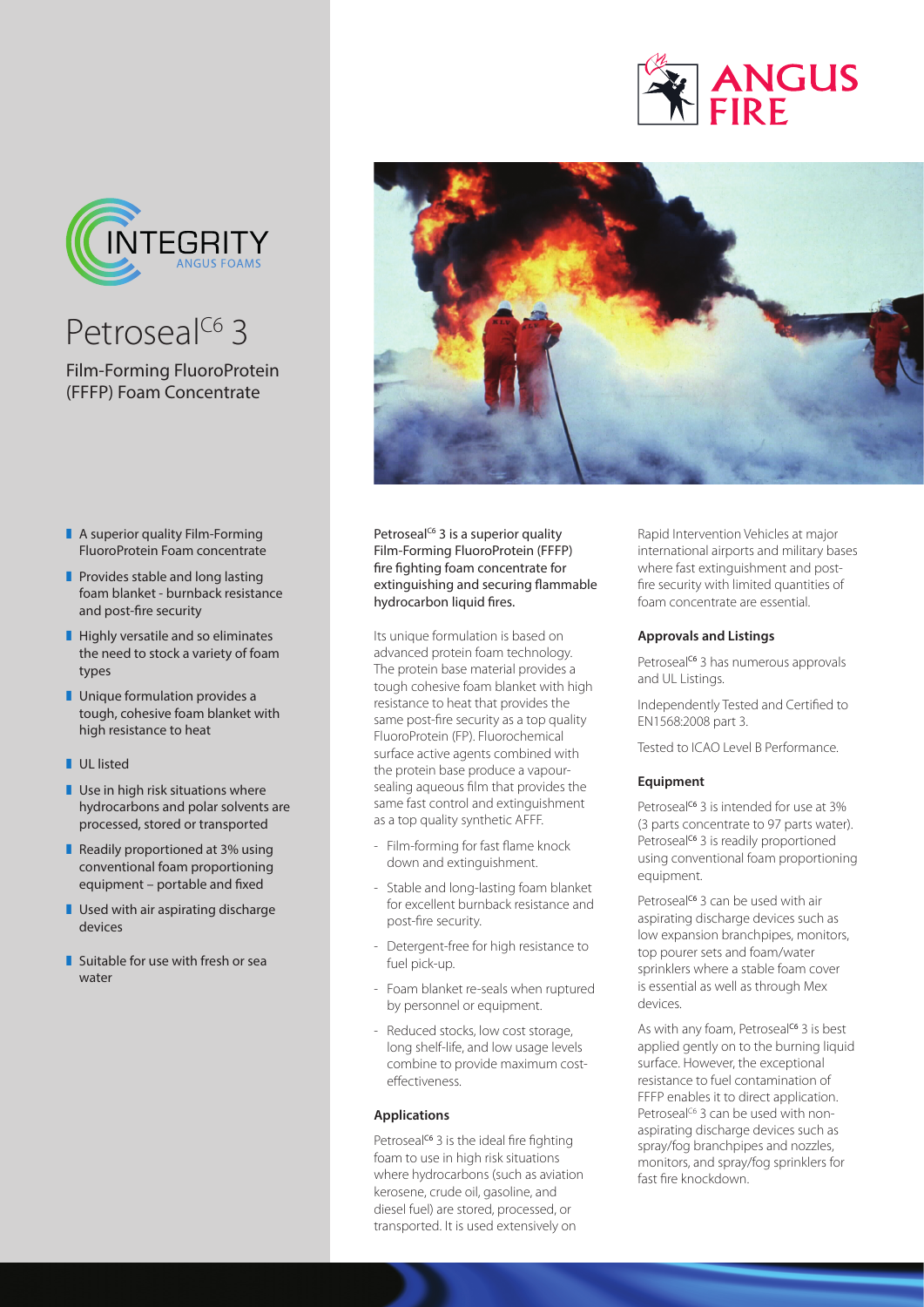# Petroseal$^{C6}$ 3

## Film-Forming FluoroProtein (FFFP) Foam Concentrate

- A superior quality Film-Forming FluoroProtein Foam concentrate
- Provides stable and long lasting foam blanket - burnback resistance and post-fire security
- Highly versatile and so eliminates the need to stock a variety of foam types
- Unique formulation provides a tough, cohesive foam blanket with high resistance to heat
- UL listed
- Use in high risk situations where hydrocarbons and polar solvents are processed, stored or transported
- Readily proportioned at 3% using conventional foam proportioning equipment – portable and fixed
- Used with air aspirating discharge devices
- Suitable for use with fresh or sea water

Petroseal$^{C6}$ 3 is a superior quality Film-Forming FluoroProtein (FFFP) fire fighting foam concentrate for extinguishing and securing flammable hydrocarbon liquid fires.

Its unique formulation is based on advanced protein foam technology. The protein base material provides a tough cohesive foam blanket with high resistance to heat that provides the same post-fire security as a top quality FluoroProtein (FP). Fluorochemical surface active agents combined with the protein base produce a vapour-sealing aqueous film that provides the same fast control and extinguishment as a top quality synthetic AFFF.

- Film-forming for fast flame knock down and extinguishment.
- Stable and long-lasting foam blanket for excellent burnback resistance and post-fire security.
- Detergent-free for high resistance to fuel pick-up.
- Foam blanket re-seals when ruptured by personnel or equipment.
- Reduced stocks, low cost storage, long shelf-life, and low usage levels combine to provide maximum cost-effectiveness.

### Applications

Petroseal$^{C6}$ 3 is the ideal fire fighting foam to use in high risk situations where hydrocarbons (such as aviation kerosene, crude oil, gasoline, and diesel fuel) are stored, processed, or transported. It is used extensively on Rapid Intervention Vehicles at major international airports and military bases where fast extinguishment and post-fire security with limited quantities of foam concentrate are essential.

### Approvals and Listings

Petroseal$^{C6}$ 3 has numerous approvals and UL Listings.

Independently Tested and Certified to EN1568:2008 part 3.

Tested to ICAO Level B Performance.

### Equipment

Petroseal$^{C6}$ 3 is intended for use at 3% (3 parts concentrate to 97 parts water). Petroseal$^{C6}$ 3 is readily proportioned using conventional foam proportioning equipment.

Petroseal$^{C6}$ 3 can be used with air aspirating discharge devices such as low expansion branchpipes, monitors, top pourer sets and foam/water sprinklers where a stable foam cover is essential as well as through Mex devices.

As with any foam, Petroseal$^{C6}$ 3 is best applied gently on to the burning liquid surface. However, the exceptional resistance to fuel contamination of FFFP enables it to direct application. Petroseal$^{C6}$ 3 can be used with non-aspirating discharge devices such as spray/fog branchpipes and nozzles, monitors, and spray/fog sprinklers for fast fire knockdown.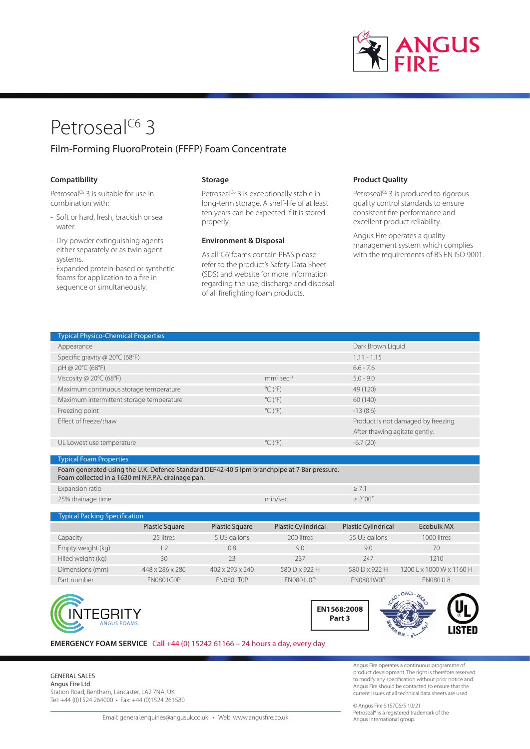# Petroseal[C6] 3

## Film-Forming FluoroProtein (FFFP) Foam Concentrate

### Compatibility

Petroseal[C6] 3 is suitable for use in combination with:

- Soft or hard, fresh, brackish or sea water.
- Dry powder extinguishing agents either separately or as twin agent systems.
- Expanded protein-based or synthetic foams for application to a fire in sequence or simultaneously.

### Storage

Petroseal[C6] 3 is exceptionally stable in long-term storage. A shelf-life of at least ten years can be expected if it is stored properly.

### Environment & Disposal

As all 'C6' foams contain PFAS please refer to the product's Safety Data Sheet (SDS) and website for more information regarding the use, discharge and disposal of all firefighting foam products.

### Product Quality

Petroseal[C6] 3 is produced to rigorous quality control standards to ensure consistent fire performance and excellent product reliability.

Angus Fire operates a quality management system which complies with the requirements of BS EN ISO 9001.

| Typical Physico-Chemical Properties | | |
|---|---|---|
| Appearance | | Dark Brown Liquid |
| Specific gravity @ 20°C (68°F) | | 1.11 - 1.15 |
| pH @ 20°C (68°F) | | 6.6 - 7.6 |
| Viscosity @ 20°C (68°F) | $mm^2\ sec^{-1}$ | 5.0 - 9.0 |
| Maximum continuous storage temperature | °C (°F) | 49 (120) |
| Maximum intermittent storage temperature | °C (°F) | 60 (140) |
| Freezing point | °C (°F) | -13 (8.6) |
| Effect of freeze/thaw | | Product is not damaged by freezing. After thawing agitate gently. |
| UL Lowest use temperature | °C (°F) | -6.7 (20) |

**Typical Foam Properties**

Foam generated using the U.K. Defence Standard DEF42-40 5 lpm branchpipe at 7 Bar pressure. Foam collected in a 1630 ml N.F.P.A. drainage pan.

| | | |
|---|---|---|
| Expansion ratio | | ≥ 7:1 |
| 25% drainage time | min/sec | ≥ 2'00" |

**Typical Packing Specification**

| | Plastic Square | Plastic Square | Plastic Cylindrical | Plastic Cylindrical | Ecobulk MX |
|---|---|---|---|---|---|
| Capacity | 25 litres | 5 US gallons | 200 litres | 55 US gallons | 1000 litres |
| Empty weight (kg) | 1.2 | 0.8 | 9.0 | 9.0 | 70 |
| Filled weight (kg) | 30 | 23 | 237 | 247 | 1210 |
| Dimensions (mm) | 448 x 286 x 286 | 402 x 293 x 240 | 580 D x 922 H | 580 D x 922 H | 1200 L x 1000 W x 1160 H |
| Part number | FN0801G0P | FN0801T0P | FN0801J0P | FN0801W0P | FN0801L8 |

INTEGRITY ANGUS FOAMS

**EN1568:2008 Part 3**

UL LISTED

**EMERGENCY FOAM SERVICE** Call +44 (0) 15242 61166 – 24 hours a day, every day

GENERAL SALES
Angus Fire Ltd
Station Road, Bentham, Lancaster, LA2 7NA, UK
Tel: +44 (0)1524 264000 • Fax: +44 (0)1524 261580

Email: general.enquiries@angusuk.co.uk • Web: www.angusfire.co.uk

Angus Fire operates a continuous programme of product development. The right is therefore reserved to modify any specification without prior notice and Angus Fire should be contacted to ensure that the current issues of all technical data sheets are used.

© Angus Fire 5157C6/5 10/21
Petroseal® is a registered trademark of the Angus International group.